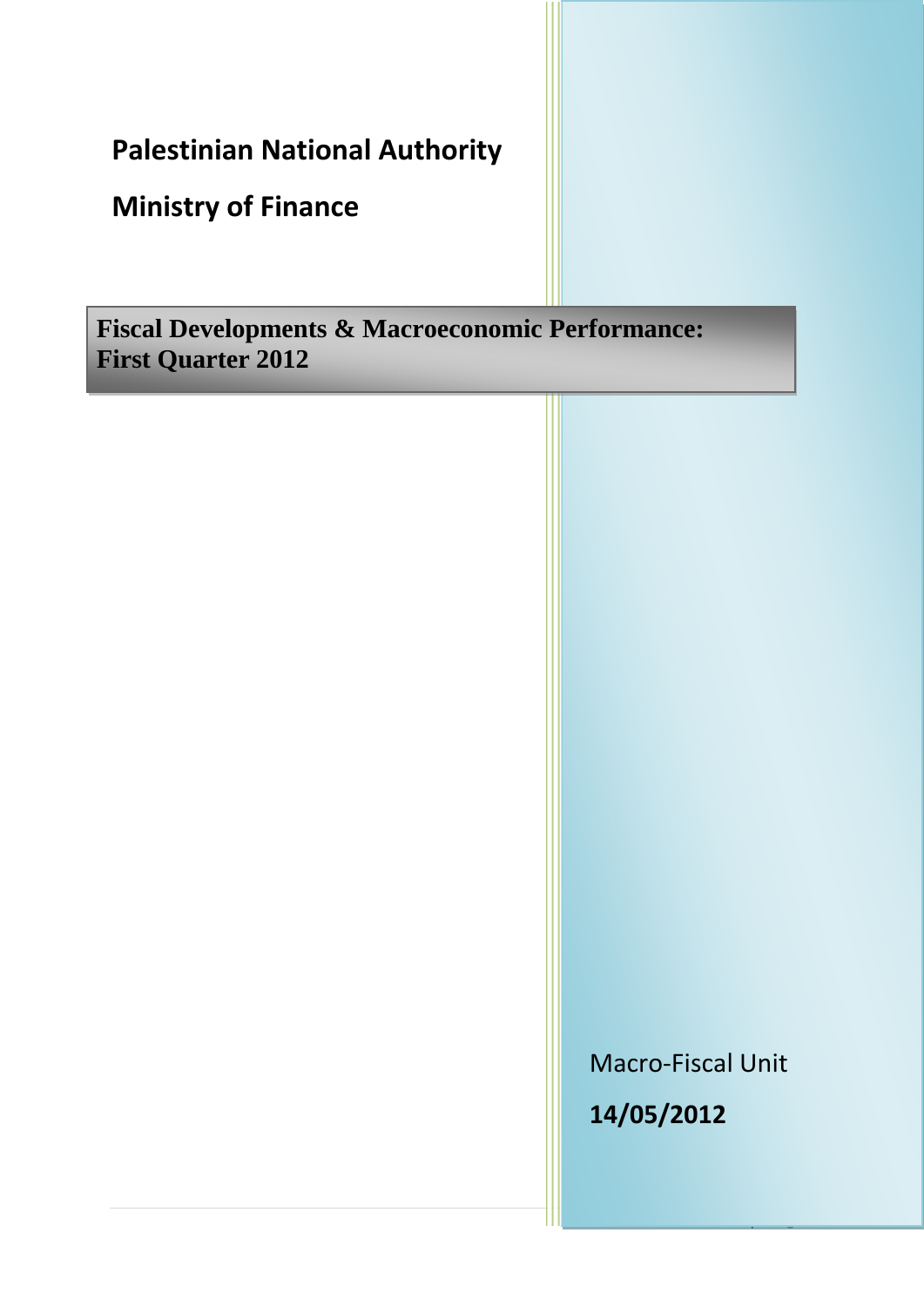**Palestinian National Authority**

**Ministry of Finance**

# Fiscal Developments & Macroeconomic Performance: First Quarter 2012

Macro-Fiscal Unit

**14/05/2012**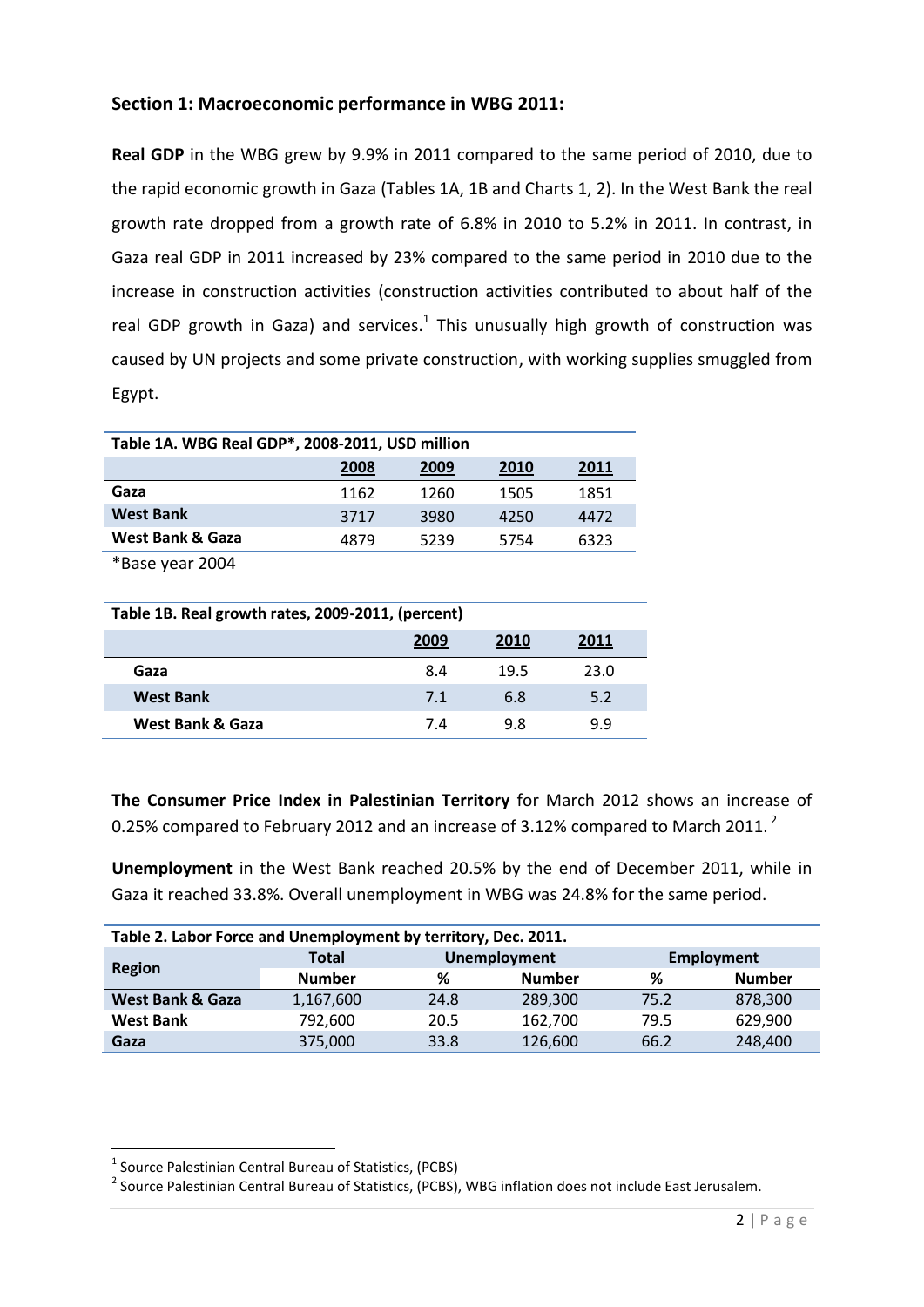## Section 1: Macroeconomic performance in WBG 2011:

**Real GDP** in the WBG grew by 9.9% in 2011 compared to the same period of 2010, due to the rapid economic growth in Gaza (Tables 1A, 1B and Charts 1, 2). In the West Bank the real growth rate dropped from a growth rate of 6.8% in 2010 to 5.2% in 2011. In contrast, in Gaza real GDP in 2011 increased by 23% compared to the same period in 2010 due to the increase in construction activities (construction activities contributed to about half of the real GDP growth in Gaza) and services.[1] This unusually high growth of construction was caused by UN projects and some private construction, with working supplies smuggled from Egypt.

**Table 1A. WBG Real GDP*, 2008-2011, USD million**

| | 2008 | 2009 | 2010 | 2011 |
|---|---|---|---|---|
| **Gaza** | 1162 | 1260 | 1505 | 1851 |
| **West Bank** | 3717 | 3980 | 4250 | 4472 |
| **West Bank & Gaza** | 4879 | 5239 | 5754 | 6323 |

*Base year 2004

**Table 1B. Real growth rates, 2009-2011, (percent)**

| | 2009 | 2010 | 2011 |
|---|---|---|---|
| **Gaza** | 8.4 | 19.5 | 23.0 |
| **West Bank** | 7.1 | 6.8 | 5.2 |
| **West Bank & Gaza** | 7.4 | 9.8 | 9.9 |

**The Consumer Price Index in Palestinian Territory** for March 2012 shows an increase of 0.25% compared to February 2012 and an increase of 3.12% compared to March 2011.[2]

**Unemployment** in the West Bank reached 20.5% by the end of December 2011, while in Gaza it reached 33.8%. Overall unemployment in WBG was 24.8% for the same period.

**Table 2. Labor Force and Unemployment by territory, Dec. 2011.**

| Region | Total | Unemployment | | Employment | |
|---|---|---|---|---|---|
| | Number | % | Number | % | Number |
| **West Bank & Gaza** | 1,167,600 | 24.8 | 289,300 | 75.2 | 878,300 |
| **West Bank** | 792,600 | 20.5 | 162,700 | 79.5 | 629,900 |
| **Gaza** | 375,000 | 33.8 | 126,600 | 66.2 | 248,400 |

[1] Source Palestinian Central Bureau of Statistics, (PCBS)

[2] Source Palestinian Central Bureau of Statistics, (PCBS), WBG inflation does not include East Jerusalem.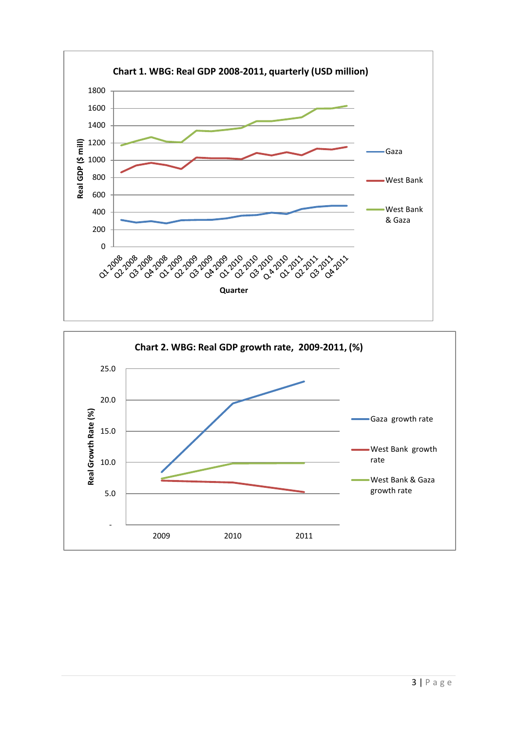**Chart 1. WBG: Real GDP 2008-2011, quarterly (USD million)**

Real GDP ($ mill)

1800
1600
1400
1200
1000
800
600
400
200
0

Q1 2008 Q2 2008 Q3 2008 Q4 2008 Q1 2009 Q2 2009 Q3 2009 Q4 2009 Q1 2010 Q2 2010 Q3 2010 Q 4 2010 Q1 2011 Q2 2011 Q3 2011 Q4 2011

Quarter

Gaza

West Bank

West Bank & Gaza

**Chart 2. WBG: Real GDP growth rate, 2009-2011, (%)**

Real Growth Rate (%)

25.0
20.0
15.0
10.0
5.0
-

2009 2010 2011

Gaza growth rate

West Bank growth rate

West Bank & Gaza growth rate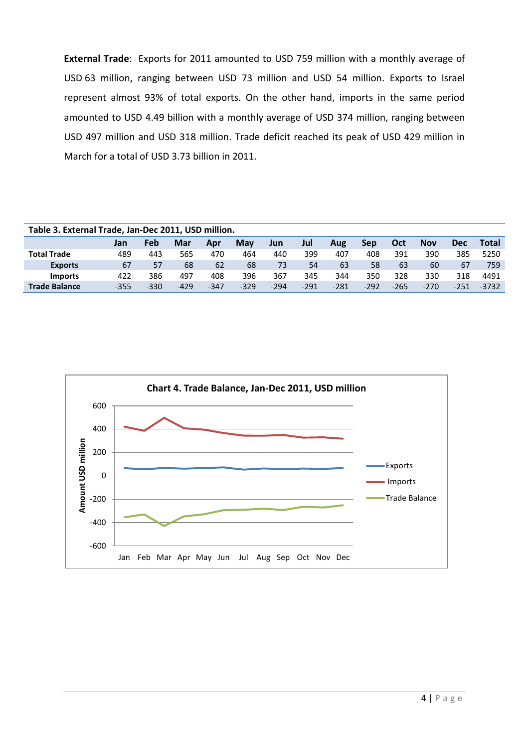**External Trade**: Exports for 2011 amounted to USD 759 million with a monthly average of USD 63 million, ranging between USD 73 million and USD 54 million. Exports to Israel represent almost 93% of total exports. On the other hand, imports in the same period amounted to USD 4.49 billion with a monthly average of USD 374 million, ranging between USD 497 million and USD 318 million. Trade deficit reached its peak of USD 429 million in March for a total of USD 3.73 billion in 2011.

**Table 3. External Trade, Jan-Dec 2011, USD million.**

| | Jan | Feb | Mar | Apr | May | Jun | Jul | Aug | Sep | Oct | Nov | Dec | Total |
|---|---|---|---|---|---|---|---|---|---|---|---|---|---|
| **Total Trade** | 489 | 443 | 565 | 470 | 464 | 440 | 399 | 407 | 408 | 391 | 390 | 385 | 5250 |
| **Exports** | 67 | 57 | 68 | 62 | 68 | 73 | 54 | 63 | 58 | 63 | 60 | 67 | 759 |
| **Imports** | 422 | 386 | 497 | 408 | 396 | 367 | 345 | 344 | 350 | 328 | 330 | 318 | 4491 |
| **Trade Balance** | -355 | -330 | -429 | -347 | -329 | -294 | -291 | -281 | -292 | -265 | -270 | -251 | -3732 |

**Chart 4. Trade Balance, Jan-Dec 2011, USD million**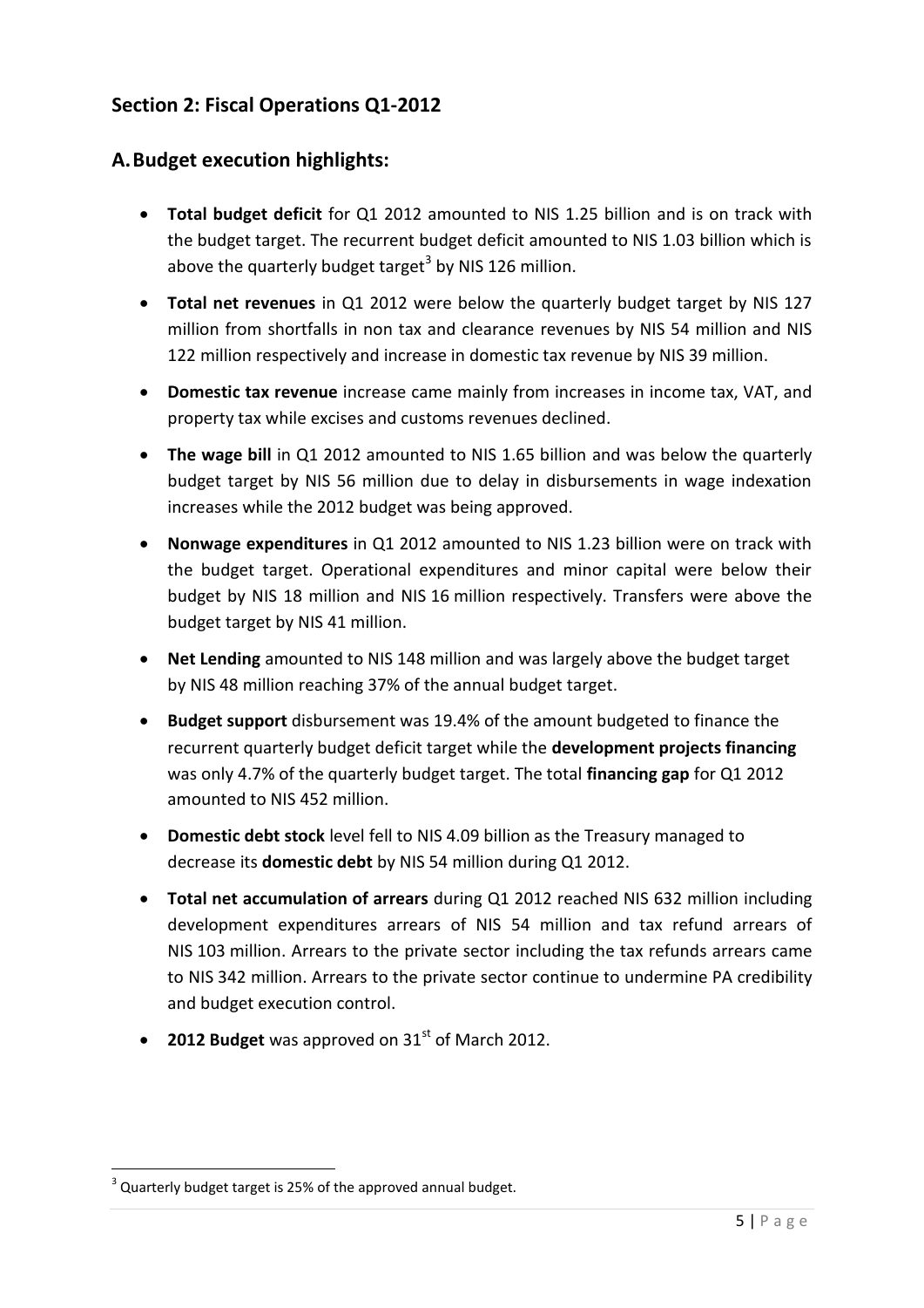## Section 2: Fiscal Operations Q1-2012

### A. Budget execution highlights:

- **Total budget deficit** for Q1 2012 amounted to NIS 1.25 billion and is on track with the budget target. The recurrent budget deficit amounted to NIS 1.03 billion which is above the quarterly budget target[3] by NIS 126 million.
- **Total net revenues** in Q1 2012 were below the quarterly budget target by NIS 127 million from shortfalls in non tax and clearance revenues by NIS 54 million and NIS 122 million respectively and increase in domestic tax revenue by NIS 39 million.
- **Domestic tax revenue** increase came mainly from increases in income tax, VAT, and property tax while excises and customs revenues declined.
- **The wage bill** in Q1 2012 amounted to NIS 1.65 billion and was below the quarterly budget target by NIS 56 million due to delay in disbursements in wage indexation increases while the 2012 budget was being approved.
- **Nonwage expenditures** in Q1 2012 amounted to NIS 1.23 billion were on track with the budget target. Operational expenditures and minor capital were below their budget by NIS 18 million and NIS 16 million respectively. Transfers were above the budget target by NIS 41 million.
- **Net Lending** amounted to NIS 148 million and was largely above the budget target by NIS 48 million reaching 37% of the annual budget target.
- **Budget support** disbursement was 19.4% of the amount budgeted to finance the recurrent quarterly budget deficit target while the **development projects financing** was only 4.7% of the quarterly budget target. The total **financing gap** for Q1 2012 amounted to NIS 452 million.
- **Domestic debt stock** level fell to NIS 4.09 billion as the Treasury managed to decrease its **domestic debt** by NIS 54 million during Q1 2012.
- **Total net accumulation of arrears** during Q1 2012 reached NIS 632 million including development expenditures arrears of NIS 54 million and tax refund arrears of NIS 103 million. Arrears to the private sector including the tax refunds arrears came to NIS 342 million. Arrears to the private sector continue to undermine PA credibility and budget execution control.
- **2012 Budget** was approved on 31st of March 2012.

---

[3] Quarterly budget target is 25% of the approved annual budget.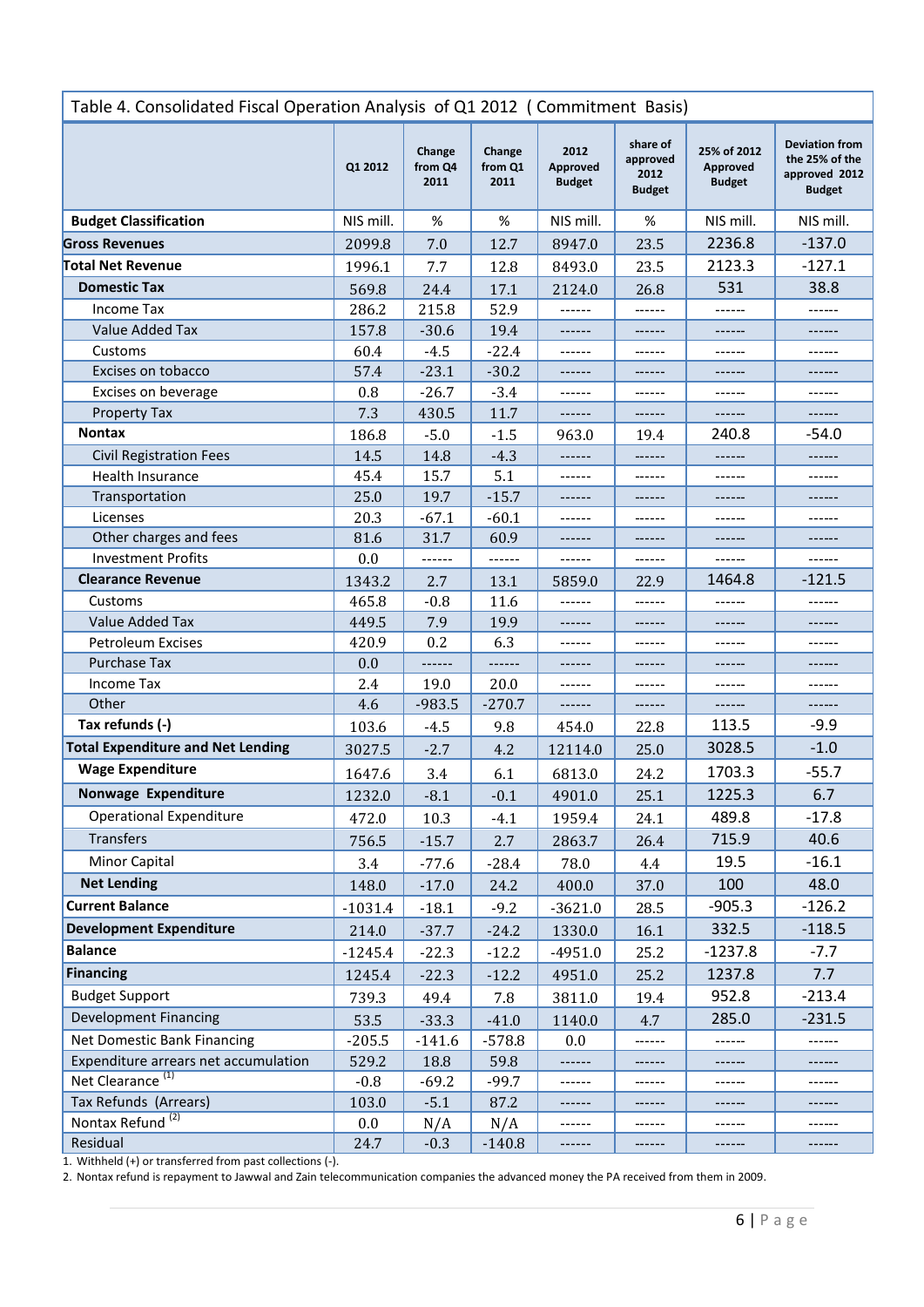| Table 4. Consolidated Fiscal Operation Analysis of Q1 2012 ( Commitment Basis) | | | | | | | |
|---|---|---|---|---|---|---|---|
| | Q1 2012 | Change from Q4 2011 | Change from Q1 2011 | 2012 Approved Budget | share of approved 2012 Budget | 25% of 2012 Approved Budget | Deviation from the 25% of the approved 2012 Budget |
| **Budget Classification** | NIS mill. | % | % | NIS mill. | % | NIS mill. | NIS mill. |
| **Gross Revenues** | 2099.8 | 7.0 | 12.7 | 8947.0 | 23.5 | 2236.8 | -137.0 |
| **Total Net Revenue** | 1996.1 | 7.7 | 12.8 | 8493.0 | 23.5 | 2123.3 | -127.1 |
| **Domestic Tax** | 569.8 | 24.4 | 17.1 | 2124.0 | 26.8 | 531 | 38.8 |
| Income Tax | 286.2 | 215.8 | 52.9 | ------ | ------ | ------ | ------ |
| Value Added Tax | 157.8 | -30.6 | 19.4 | ------ | ------ | ------ | ------ |
| Customs | 60.4 | -4.5 | -22.4 | ------ | ------ | ------ | ------ |
| Excises on tobacco | 57.4 | -23.1 | -30.2 | ------ | ------ | ------ | ------ |
| Excises on beverage | 0.8 | -26.7 | -3.4 | ------ | ------ | ------ | ------ |
| Property Tax | 7.3 | 430.5 | 11.7 | ------ | ------ | ------ | ------ |
| **Nontax** | 186.8 | -5.0 | -1.5 | 963.0 | 19.4 | 240.8 | -54.0 |
| Civil Registration Fees | 14.5 | 14.8 | -4.3 | ------ | ------ | ------ | ------ |
| Health Insurance | 45.4 | 15.7 | 5.1 | ------ | ------ | ------ | ------ |
| Transportation | 25.0 | 19.7 | -15.7 | ------ | ------ | ------ | ------ |
| Licenses | 20.3 | -67.1 | -60.1 | ------ | ------ | ------ | ------ |
| Other charges and fees | 81.6 | 31.7 | 60.9 | ------ | ------ | ------ | ------ |
| Investment Profits | 0.0 | ------ | ------ | ------ | ------ | ------ | ------ |
| **Clearance Revenue** | 1343.2 | 2.7 | 13.1 | 5859.0 | 22.9 | 1464.8 | -121.5 |
| Customs | 465.8 | -0.8 | 11.6 | ------ | ------ | ------ | ------ |
| Value Added Tax | 449.5 | 7.9 | 19.9 | ------ | ------ | ------ | ------ |
| Petroleum Excises | 420.9 | 0.2 | 6.3 | ------ | ------ | ------ | ------ |
| Purchase Tax | 0.0 | ------ | ------ | ------ | ------ | ------ | ------ |
| Income Tax | 2.4 | 19.0 | 20.0 | ------ | ------ | ------ | ------ |
| Other | 4.6 | -983.5 | -270.7 | ------ | ------ | ------ | ------ |
| **Tax refunds (-)** | 103.6 | -4.5 | 9.8 | 454.0 | 22.8 | 113.5 | -9.9 |
| **Total Expenditure and Net Lending** | 3027.5 | -2.7 | 4.2 | 12114.0 | 25.0 | 3028.5 | -1.0 |
| **Wage Expenditure** | 1647.6 | 3.4 | 6.1 | 6813.0 | 24.2 | 1703.3 | -55.7 |
| **Nonwage Expenditure** | 1232.0 | -8.1 | -0.1 | 4901.0 | 25.1 | 1225.3 | 6.7 |
| Operational Expenditure | 472.0 | 10.3 | -4.1 | 1959.4 | 24.1 | 489.8 | -17.8 |
| Transfers | 756.5 | -15.7 | 2.7 | 2863.7 | 26.4 | 715.9 | 40.6 |
| Minor Capital | 3.4 | -77.6 | -28.4 | 78.0 | 4.4 | 19.5 | -16.1 |
| **Net Lending** | 148.0 | -17.0 | 24.2 | 400.0 | 37.0 | 100 | 48.0 |
| **Current Balance** | -1031.4 | -18.1 | -9.2 | -3621.0 | 28.5 | -905.3 | -126.2 |
| **Development Expenditure** | 214.0 | -37.7 | -24.2 | 1330.0 | 16.1 | 332.5 | -118.5 |
| **Balance** | -1245.4 | -22.3 | -12.2 | -4951.0 | 25.2 | -1237.8 | -7.7 |
| **Financing** | 1245.4 | -22.3 | -12.2 | 4951.0 | 25.2 | 1237.8 | 7.7 |
| Budget Support | 739.3 | 49.4 | 7.8 | 3811.0 | 19.4 | 952.8 | -213.4 |
| Development Financing | 53.5 | -33.3 | -41.0 | 1140.0 | 4.7 | 285.0 | -231.5 |
| Net Domestic Bank Financing | -205.5 | -141.6 | -578.8 | 0.0 | ------ | ------ | ------ |
| Expenditure arrears net accumulation | 529.2 | 18.8 | 59.8 | ------ | ------ | ------ | ------ |
| Net Clearance [1] | -0.8 | -69.2 | -99.7 | ------ | ------ | ------ | ------ |
| Tax Refunds (Arrears) | 103.0 | -5.1 | 87.2 | ------ | ------ | ------ | ------ |
| Nontax Refund [2] | 0.0 | N/A | N/A | ------ | ------ | ------ | ------ |
| Residual | 24.7 | -0.3 | -140.8 | ------ | ------ | ------ | ------ |

1. Withheld (+) or transferred from past collections (-).
2. Nontax refund is repayment to Jawwal and Zain telecommunication companies the advanced money the PA received from them in 2009.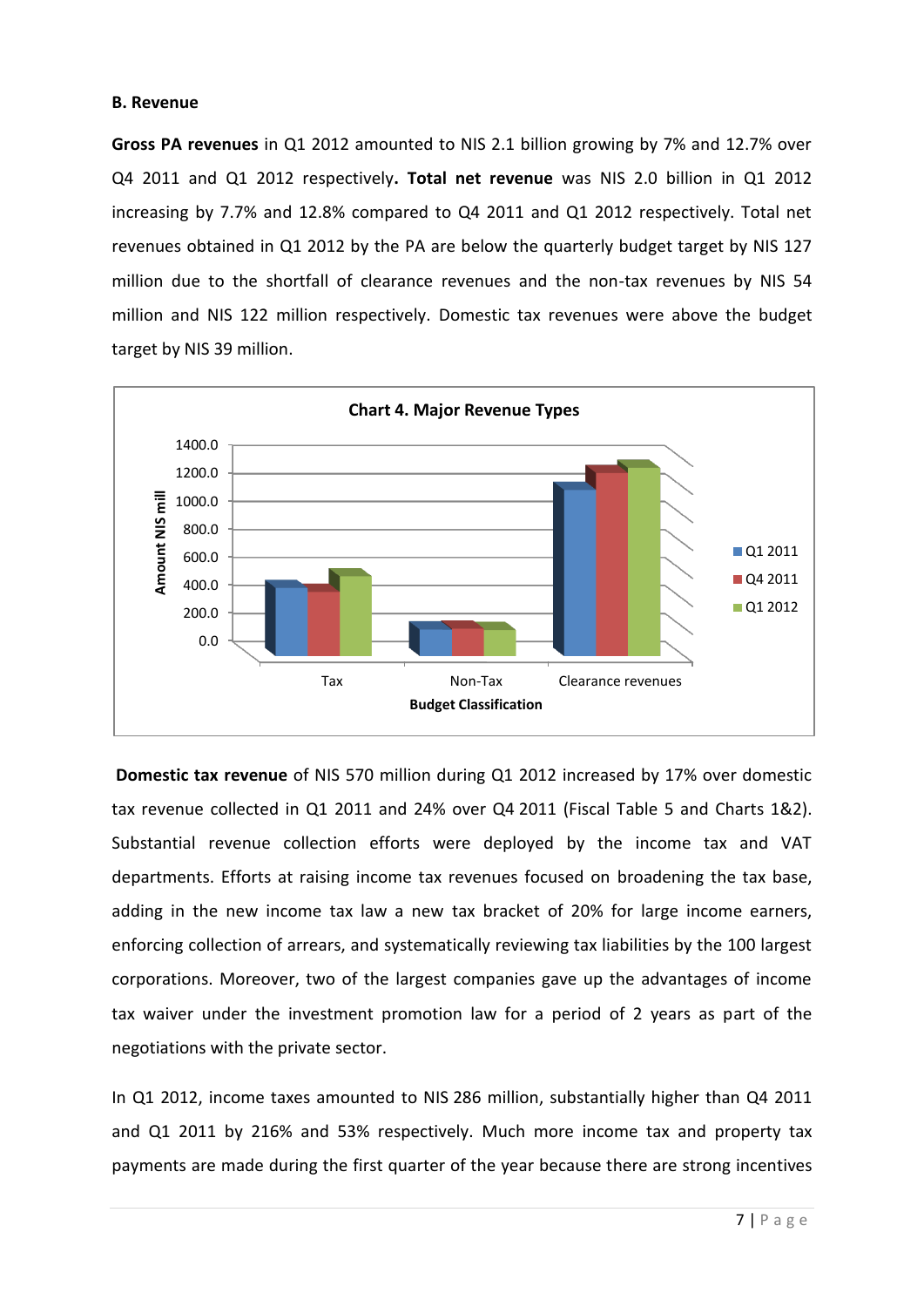**B. Revenue**

**Gross PA revenues** in Q1 2012 amounted to NIS 2.1 billion growing by 7% and 12.7% over Q4 2011 and Q1 2012 respectively**. Total net revenue** was NIS 2.0 billion in Q1 2012 increasing by 7.7% and 12.8% compared to Q4 2011 and Q1 2012 respectively. Total net revenues obtained in Q1 2012 by the PA are below the quarterly budget target by NIS 127 million due to the shortfall of clearance revenues and the non-tax revenues by NIS 54 million and NIS 122 million respectively. Domestic tax revenues were above the budget target by NIS 39 million.

**Chart 4. Major Revenue Types**

**Domestic tax revenue** of NIS 570 million during Q1 2012 increased by 17% over domestic tax revenue collected in Q1 2011 and 24% over Q4 2011 (Fiscal Table 5 and Charts 1&2). Substantial revenue collection efforts were deployed by the income tax and VAT departments. Efforts at raising income tax revenues focused on broadening the tax base, adding in the new income tax law a new tax bracket of 20% for large income earners, enforcing collection of arrears, and systematically reviewing tax liabilities by the 100 largest corporations. Moreover, two of the largest companies gave up the advantages of income tax waiver under the investment promotion law for a period of 2 years as part of the negotiations with the private sector.

In Q1 2012, income taxes amounted to NIS 286 million, substantially higher than Q4 2011 and Q1 2011 by 216% and 53% respectively. Much more income tax and property tax payments are made during the first quarter of the year because there are strong incentives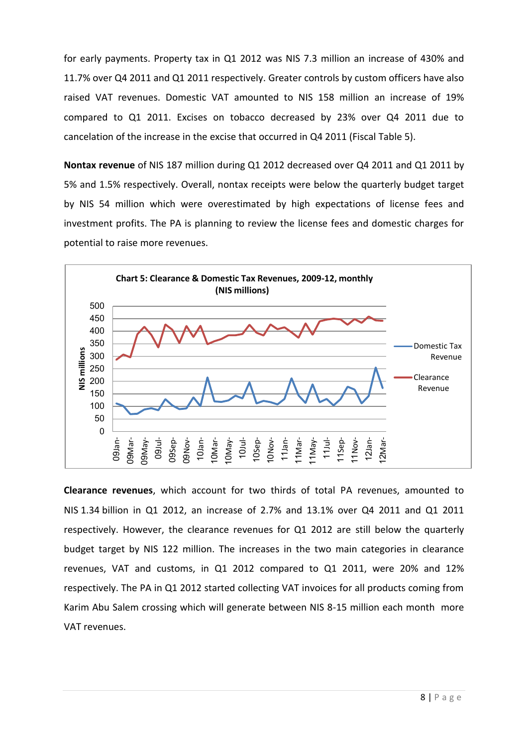for early payments. Property tax in Q1 2012 was NIS 7.3 million an increase of 430% and 11.7% over Q4 2011 and Q1 2011 respectively. Greater controls by custom officers have also raised VAT revenues. Domestic VAT amounted to NIS 158 million an increase of 19% compared to Q1 2011. Excises on tobacco decreased by 23% over Q4 2011 due to cancelation of the increase in the excise that occurred in Q4 2011 (Fiscal Table 5).

**Nontax revenue** of NIS 187 million during Q1 2012 decreased over Q4 2011 and Q1 2011 by 5% and 1.5% respectively. Overall, nontax receipts were below the quarterly budget target by NIS 54 million which were overestimated by high expectations of license fees and investment profits. The PA is planning to review the license fees and domestic charges for potential to raise more revenues.

**Chart 5: Clearance & Domestic Tax Revenues, 2009-12, monthly (NIS millions)**

**Clearance revenues**, which account for two thirds of total PA revenues, amounted to NIS 1.34 billion in Q1 2012, an increase of 2.7% and 13.1% over Q4 2011 and Q1 2011 respectively. However, the clearance revenues for Q1 2012 are still below the quarterly budget target by NIS 122 million. The increases in the two main categories in clearance revenues, VAT and customs, in Q1 2012 compared to Q1 2011, were 20% and 12% respectively. The PA in Q1 2012 started collecting VAT invoices for all products coming from Karim Abu Salem crossing which will generate between NIS 8-15 million each month more VAT revenues.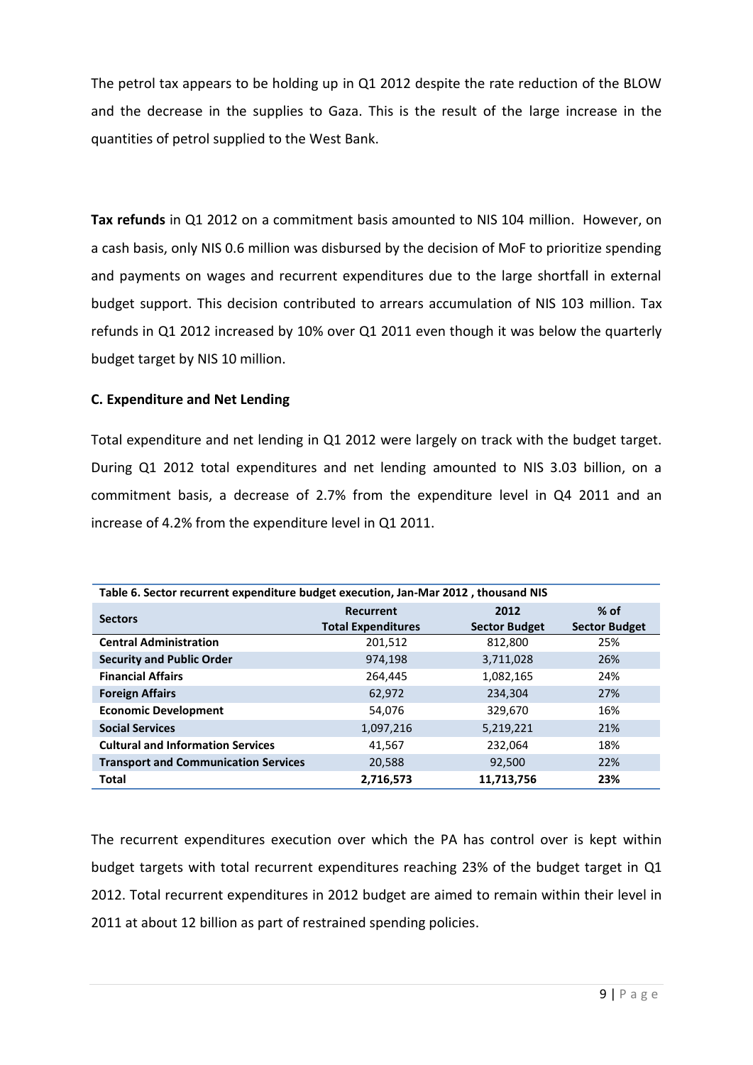The petrol tax appears to be holding up in Q1 2012 despite the rate reduction of the BLOW and the decrease in the supplies to Gaza. This is the result of the large increase in the quantities of petrol supplied to the West Bank.

**Tax refunds** in Q1 2012 on a commitment basis amounted to NIS 104 million. However, on a cash basis, only NIS 0.6 million was disbursed by the decision of MoF to prioritize spending and payments on wages and recurrent expenditures due to the large shortfall in external budget support. This decision contributed to arrears accumulation of NIS 103 million. Tax refunds in Q1 2012 increased by 10% over Q1 2011 even though it was below the quarterly budget target by NIS 10 million.

### C. Expenditure and Net Lending

Total expenditure and net lending in Q1 2012 were largely on track with the budget target. During Q1 2012 total expenditures and net lending amounted to NIS 3.03 billion, on a commitment basis, a decrease of 2.7% from the expenditure level in Q4 2011 and an increase of 4.2% from the expenditure level in Q1 2011.

**Table 6. Sector recurrent expenditure budget execution, Jan-Mar 2012 , thousand NIS**

| Sectors | Recurrent Total Expenditures | 2012 Sector Budget | % of Sector Budget |
|---|---|---|---|
| **Central Administration** | 201,512 | 812,800 | 25% |
| **Security and Public Order** | 974,198 | 3,711,028 | 26% |
| **Financial Affairs** | 264,445 | 1,082,165 | 24% |
| **Foreign Affairs** | 62,972 | 234,304 | 27% |
| **Economic Development** | 54,076 | 329,670 | 16% |
| **Social Services** | 1,097,216 | 5,219,221 | 21% |
| **Cultural and Information Services** | 41,567 | 232,064 | 18% |
| **Transport and Communication Services** | 20,588 | 92,500 | 22% |
| **Total** | **2,716,573** | **11,713,756** | **23%** |

The recurrent expenditures execution over which the PA has control over is kept within budget targets with total recurrent expenditures reaching 23% of the budget target in Q1 2012. Total recurrent expenditures in 2012 budget are aimed to remain within their level in 2011 at about 12 billion as part of restrained spending policies.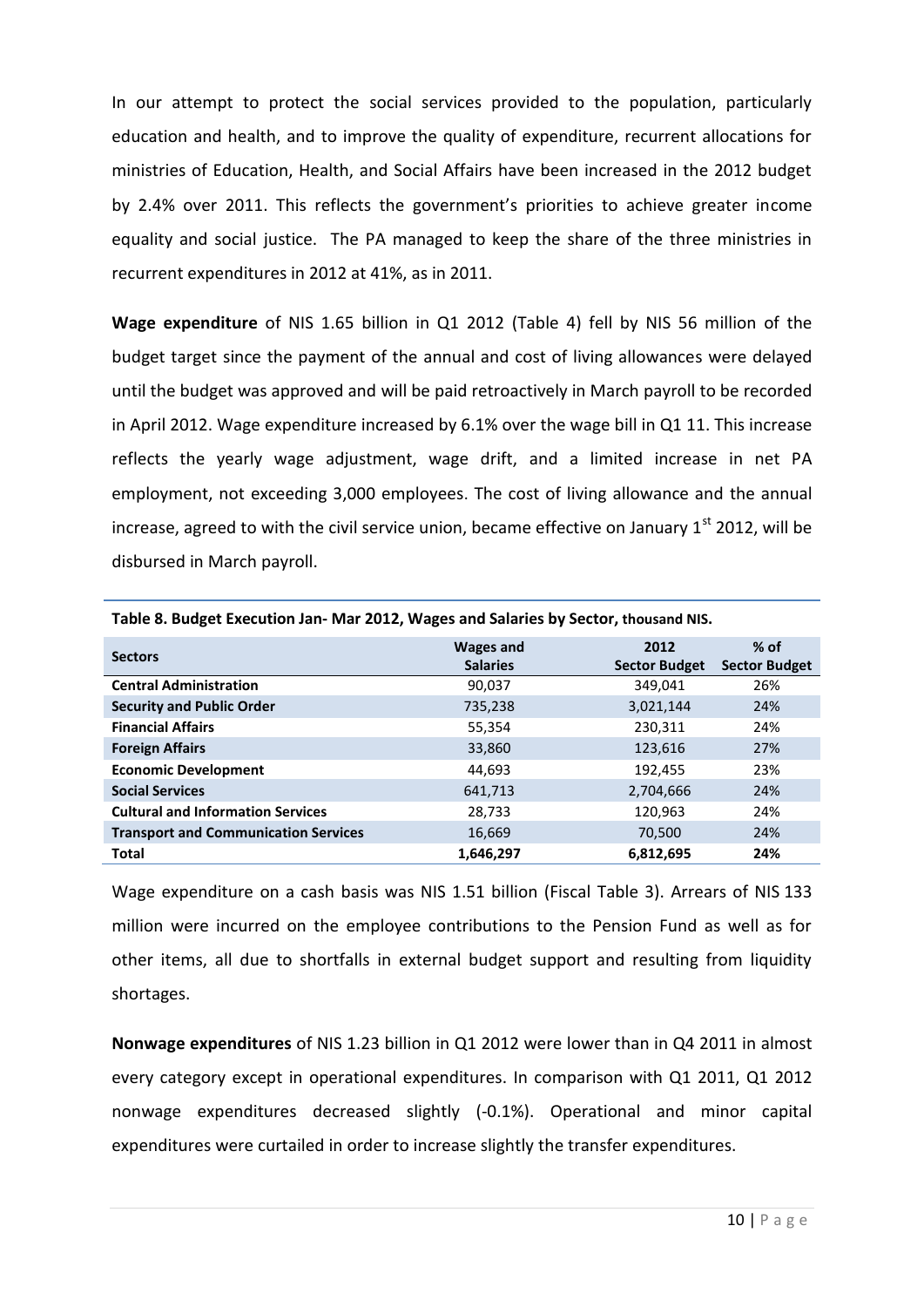In our attempt to protect the social services provided to the population, particularly education and health, and to improve the quality of expenditure, recurrent allocations for ministries of Education, Health, and Social Affairs have been increased in the 2012 budget by 2.4% over 2011. This reflects the government's priorities to achieve greater income equality and social justice. The PA managed to keep the share of the three ministries in recurrent expenditures in 2012 at 41%, as in 2011.

**Wage expenditure** of NIS 1.65 billion in Q1 2012 (Table 4) fell by NIS 56 million of the budget target since the payment of the annual and cost of living allowances were delayed until the budget was approved and will be paid retroactively in March payroll to be recorded in April 2012. Wage expenditure increased by 6.1% over the wage bill in Q1 11. This increase reflects the yearly wage adjustment, wage drift, and a limited increase in net PA employment, not exceeding 3,000 employees. The cost of living allowance and the annual increase, agreed to with the civil service union, became effective on January 1st 2012, will be disbursed in March payroll.

**Table 8. Budget Execution Jan- Mar 2012, Wages and Salaries by Sector, thousand NIS.**

| Sectors | Wages and Salaries | 2012 Sector Budget | % of Sector Budget |
|---|---|---|---|
| **Central Administration** | 90,037 | 349,041 | 26% |
| **Security and Public Order** | 735,238 | 3,021,144 | 24% |
| **Financial Affairs** | 55,354 | 230,311 | 24% |
| **Foreign Affairs** | 33,860 | 123,616 | 27% |
| **Economic Development** | 44,693 | 192,455 | 23% |
| **Social Services** | 641,713 | 2,704,666 | 24% |
| **Cultural and Information Services** | 28,733 | 120,963 | 24% |
| **Transport and Communication Services** | 16,669 | 70,500 | 24% |
| **Total** | **1,646,297** | **6,812,695** | **24%** |

Wage expenditure on a cash basis was NIS 1.51 billion (Fiscal Table 3). Arrears of NIS 133 million were incurred on the employee contributions to the Pension Fund as well as for other items, all due to shortfalls in external budget support and resulting from liquidity shortages.

**Nonwage expenditures** of NIS 1.23 billion in Q1 2012 were lower than in Q4 2011 in almost every category except in operational expenditures. In comparison with Q1 2011, Q1 2012 nonwage expenditures decreased slightly (-0.1%). Operational and minor capital expenditures were curtailed in order to increase slightly the transfer expenditures.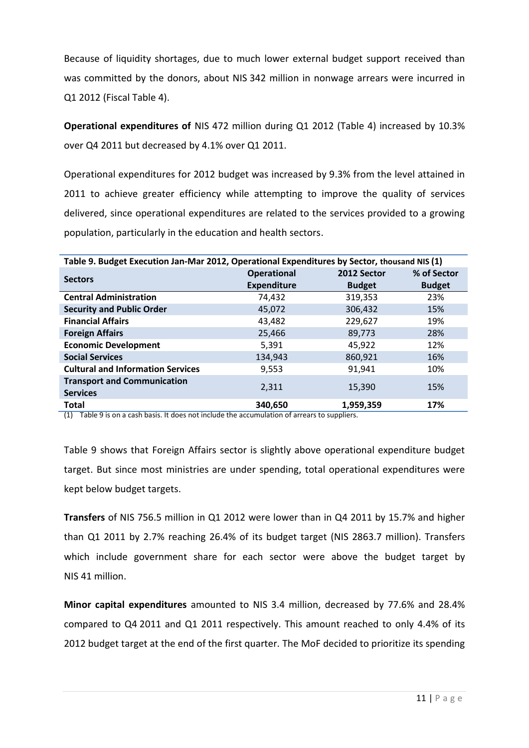Because of liquidity shortages, due to much lower external budget support received than was committed by the donors, about NIS 342 million in nonwage arrears were incurred in Q1 2012 (Fiscal Table 4).

**Operational expenditures of** NIS 472 million during Q1 2012 (Table 4) increased by 10.3% over Q4 2011 but decreased by 4.1% over Q1 2011.

Operational expenditures for 2012 budget was increased by 9.3% from the level attained in 2011 to achieve greater efficiency while attempting to improve the quality of services delivered, since operational expenditures are related to the services provided to a growing population, particularly in the education and health sectors.

**Table 9. Budget Execution Jan-Mar 2012, Operational Expenditures by Sector, thousand NIS (1)**

| Sectors | Operational Expenditure | 2012 Sector Budget | % of Sector Budget |
|---|---|---|---|
| **Central Administration** | 74,432 | 319,353 | 23% |
| **Security and Public Order** | 45,072 | 306,432 | 15% |
| **Financial Affairs** | 43,482 | 229,627 | 19% |
| **Foreign Affairs** | 25,466 | 89,773 | 28% |
| **Economic Development** | 5,391 | 45,922 | 12% |
| **Social Services** | 134,943 | 860,921 | 16% |
| **Cultural and Information Services** | 9,553 | 91,941 | 10% |
| **Transport and Communication Services** | 2,311 | 15,390 | 15% |
| **Total** | **340,650** | **1,959,359** | **17%** |

(1) Table 9 is on a cash basis. It does not include the accumulation of arrears to suppliers.

Table 9 shows that Foreign Affairs sector is slightly above operational expenditure budget target. But since most ministries are under spending, total operational expenditures were kept below budget targets.

**Transfers** of NIS 756.5 million in Q1 2012 were lower than in Q4 2011 by 15.7% and higher than Q1 2011 by 2.7% reaching 26.4% of its budget target (NIS 2863.7 million). Transfers which include government share for each sector were above the budget target by NIS 41 million.

**Minor capital expenditures** amounted to NIS 3.4 million, decreased by 77.6% and 28.4% compared to Q4 2011 and Q1 2011 respectively. This amount reached to only 4.4% of its 2012 budget target at the end of the first quarter. The MoF decided to prioritize its spending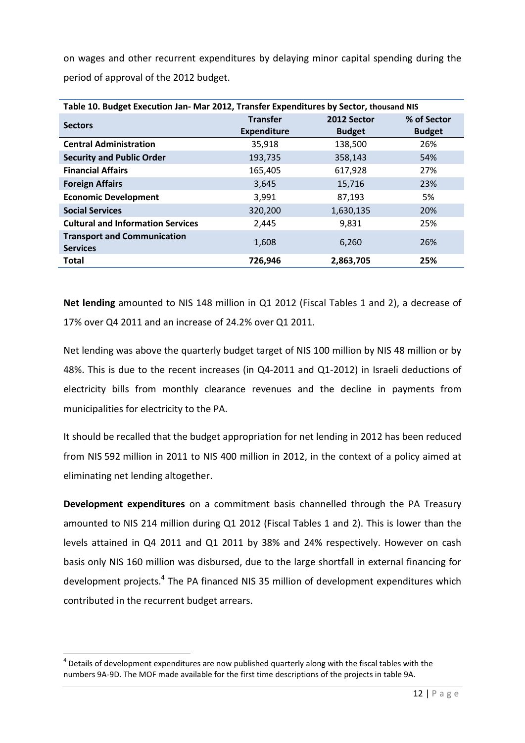on wages and other recurrent expenditures by delaying minor capital spending during the period of approval of the 2012 budget.

**Table 10. Budget Execution Jan- Mar 2012, Transfer Expenditures by Sector, thousand NIS**

| Sectors | Transfer Expenditure | 2012 Sector Budget | % of Sector Budget |
|---|---|---|---|
| **Central Administration** | 35,918 | 138,500 | 26% |
| **Security and Public Order** | 193,735 | 358,143 | 54% |
| **Financial Affairs** | 165,405 | 617,928 | 27% |
| **Foreign Affairs** | 3,645 | 15,716 | 23% |
| **Economic Development** | 3,991 | 87,193 | 5% |
| **Social Services** | 320,200 | 1,630,135 | 20% |
| **Cultural and Information Services** | 2,445 | 9,831 | 25% |
| **Transport and Communication Services** | 1,608 | 6,260 | 26% |
| **Total** | **726,946** | **2,863,705** | **25%** |

**Net lending** amounted to NIS 148 million in Q1 2012 (Fiscal Tables 1 and 2), a decrease of 17% over Q4 2011 and an increase of 24.2% over Q1 2011.

Net lending was above the quarterly budget target of NIS 100 million by NIS 48 million or by 48%. This is due to the recent increases (in Q4-2011 and Q1-2012) in Israeli deductions of electricity bills from monthly clearance revenues and the decline in payments from municipalities for electricity to the PA.

It should be recalled that the budget appropriation for net lending in 2012 has been reduced from NIS 592 million in 2011 to NIS 400 million in 2012, in the context of a policy aimed at eliminating net lending altogether.

**Development expenditures** on a commitment basis channelled through the PA Treasury amounted to NIS 214 million during Q1 2012 (Fiscal Tables 1 and 2). This is lower than the levels attained in Q4 2011 and Q1 2011 by 38% and 24% respectively. However on cash basis only NIS 160 million was disbursed, due to the large shortfall in external financing for development projects.[4] The PA financed NIS 35 million of development expenditures which contributed in the recurrent budget arrears.

[4] Details of development expenditures are now published quarterly along with the fiscal tables with the numbers 9A-9D. The MOF made available for the first time descriptions of the projects in table 9A.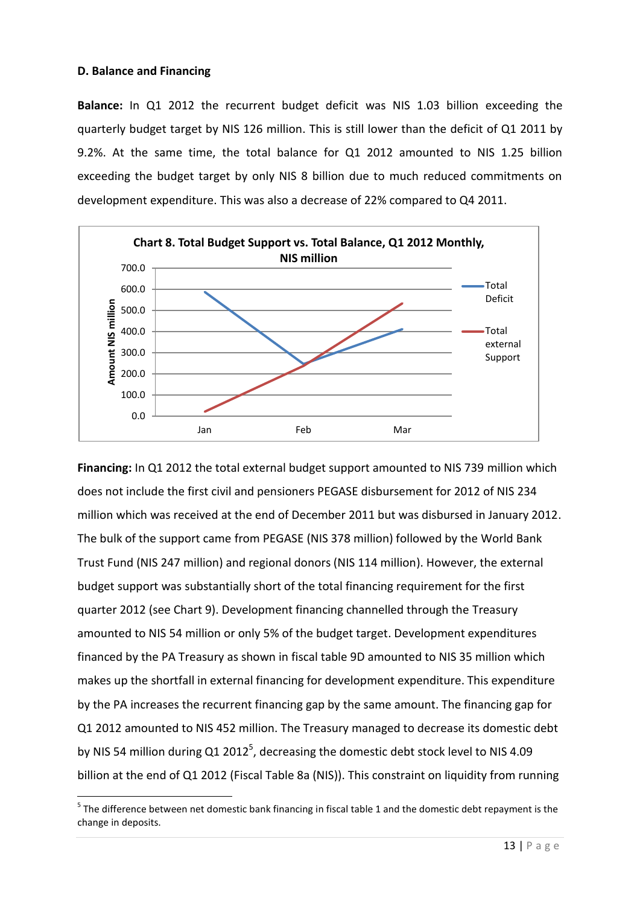**D. Balance and Financing**

**Balance:** In Q1 2012 the recurrent budget deficit was NIS 1.03 billion exceeding the quarterly budget target by NIS 126 million. This is still lower than the deficit of Q1 2011 by 9.2%. At the same time, the total balance for Q1 2012 amounted to NIS 1.25 billion exceeding the budget target by only NIS 8 billion due to much reduced commitments on development expenditure. This was also a decrease of 22% compared to Q4 2011.

**Chart 8. Total Budget Support vs. Total Balance, Q1 2012 Monthly, NIS million**

**Financing:** In Q1 2012 the total external budget support amounted to NIS 739 million which does not include the first civil and pensioners PEGASE disbursement for 2012 of NIS 234 million which was received at the end of December 2011 but was disbursed in January 2012. The bulk of the support came from PEGASE (NIS 378 million) followed by the World Bank Trust Fund (NIS 247 million) and regional donors (NIS 114 million). However, the external budget support was substantially short of the total financing requirement for the first quarter 2012 (see Chart 9). Development financing channelled through the Treasury amounted to NIS 54 million or only 5% of the budget target. Development expenditures financed by the PA Treasury as shown in fiscal table 9D amounted to NIS 35 million which makes up the shortfall in external financing for development expenditure. This expenditure by the PA increases the recurrent financing gap by the same amount. The financing gap for Q1 2012 amounted to NIS 452 million. The Treasury managed to decrease its domestic debt by NIS 54 million during Q1 2012[5], decreasing the domestic debt stock level to NIS 4.09 billion at the end of Q1 2012 (Fiscal Table 8a (NIS)). This constraint on liquidity from running

[5] The difference between net domestic bank financing in fiscal table 1 and the domestic debt repayment is the change in deposits.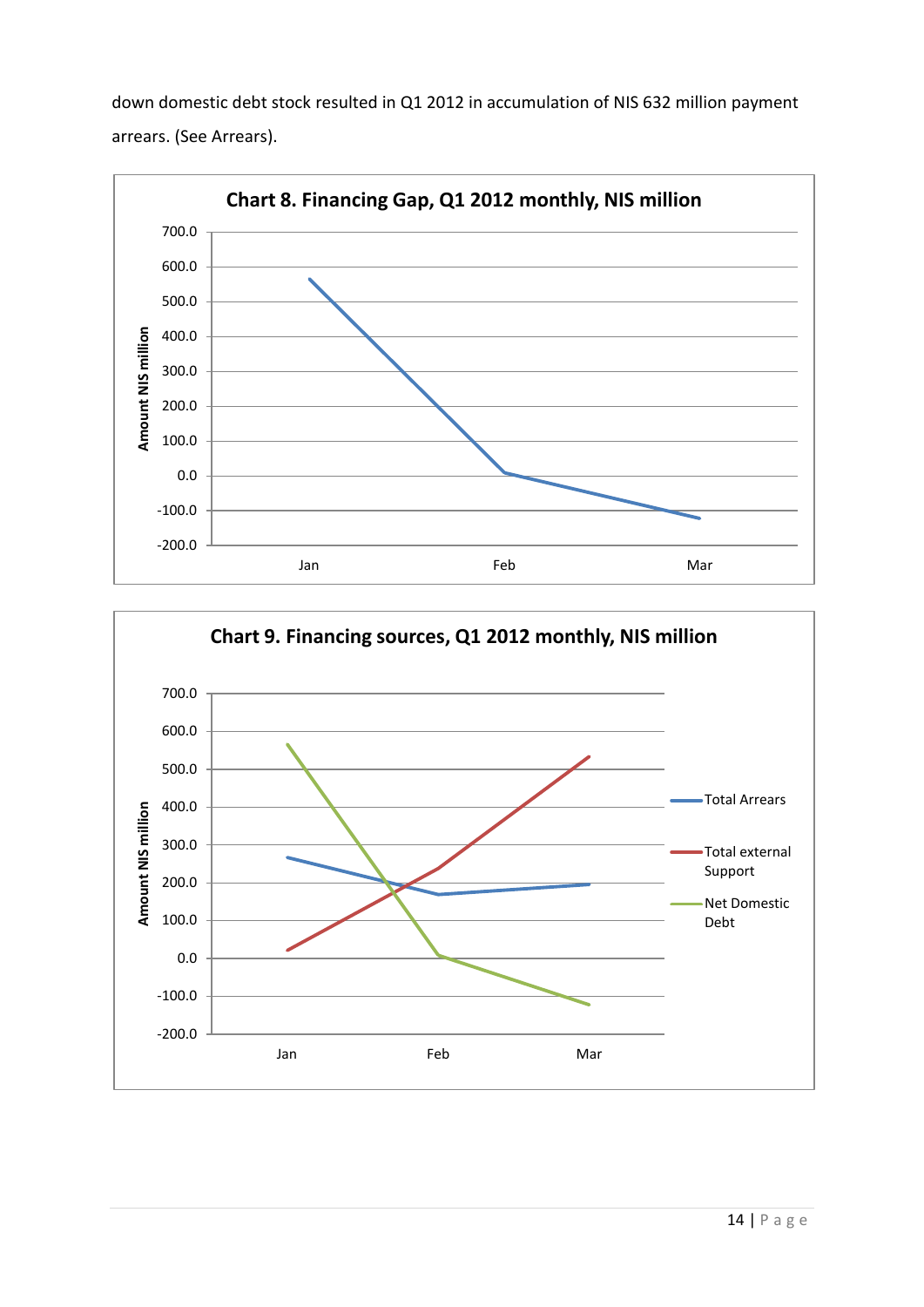down domestic debt stock resulted in Q1 2012 in accumulation of NIS 632 million payment arrears. (See Arrears).

**Chart 8. Financing Gap, Q1 2012 monthly, NIS million**

**Chart 9. Financing sources, Q1 2012 monthly, NIS million**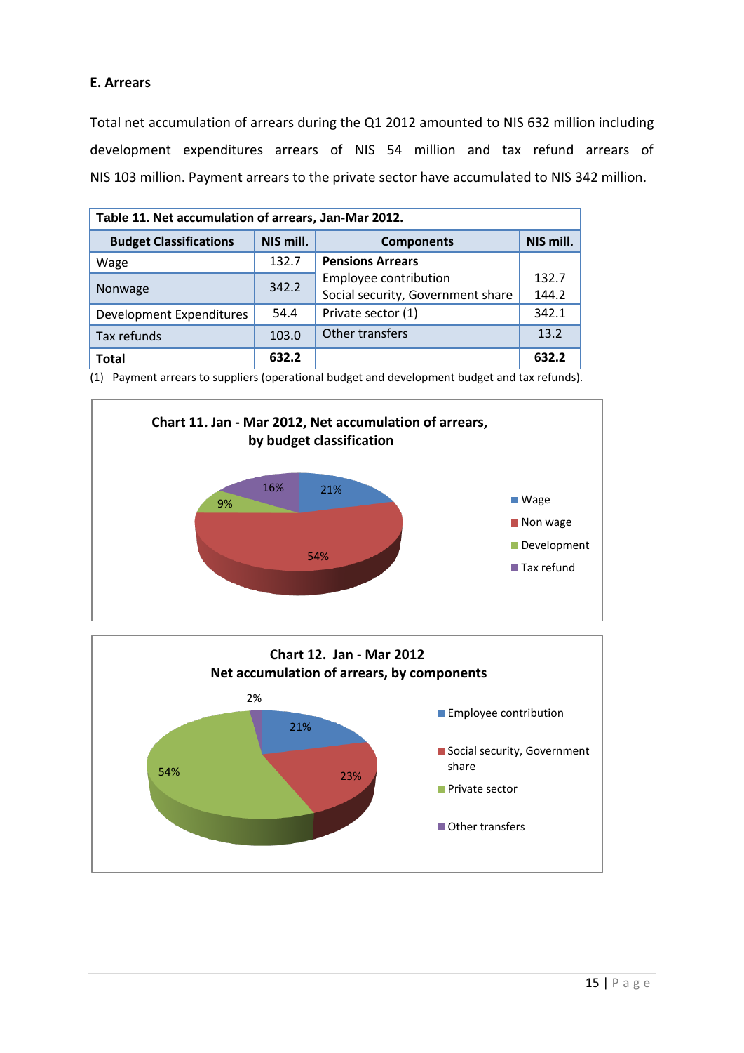**E. Arrears**

Total net accumulation of arrears during the Q1 2012 amounted to NIS 632 million including development expenditures arrears of NIS 54 million and tax refund arrears of NIS 103 million. Payment arrears to the private sector have accumulated to NIS 342 million.

**Table 11. Net accumulation of arrears, Jan-Mar 2012.**

| Budget Classifications | NIS mill. | Components | NIS mill. |
|---|---|---|---|
| Wage | 132.7 | **Pensions Arrears** | |
| Nonwage | 342.2 | Employee contribution<br>Social security, Government share | 132.7<br>144.2 |
| Development Expenditures | 54.4 | Private sector (1) | 342.1 |
| Tax refunds | 103.0 | Other transfers | 13.2 |
| **Total** | **632.2** | | **632.2** |

(1) Payment arrears to suppliers (operational budget and development budget and tax refunds).

**Chart 11. Jan - Mar 2012, Net accumulation of arrears, by budget classification**

21%
54%
9%
16%

Wage
Non wage
Development
Tax refund

**Chart 12. Jan - Mar 2012 Net accumulation of arrears, by components**

2%
21%
23%
54%

Employee contribution
Social security, Government share
Private sector
Other transfers